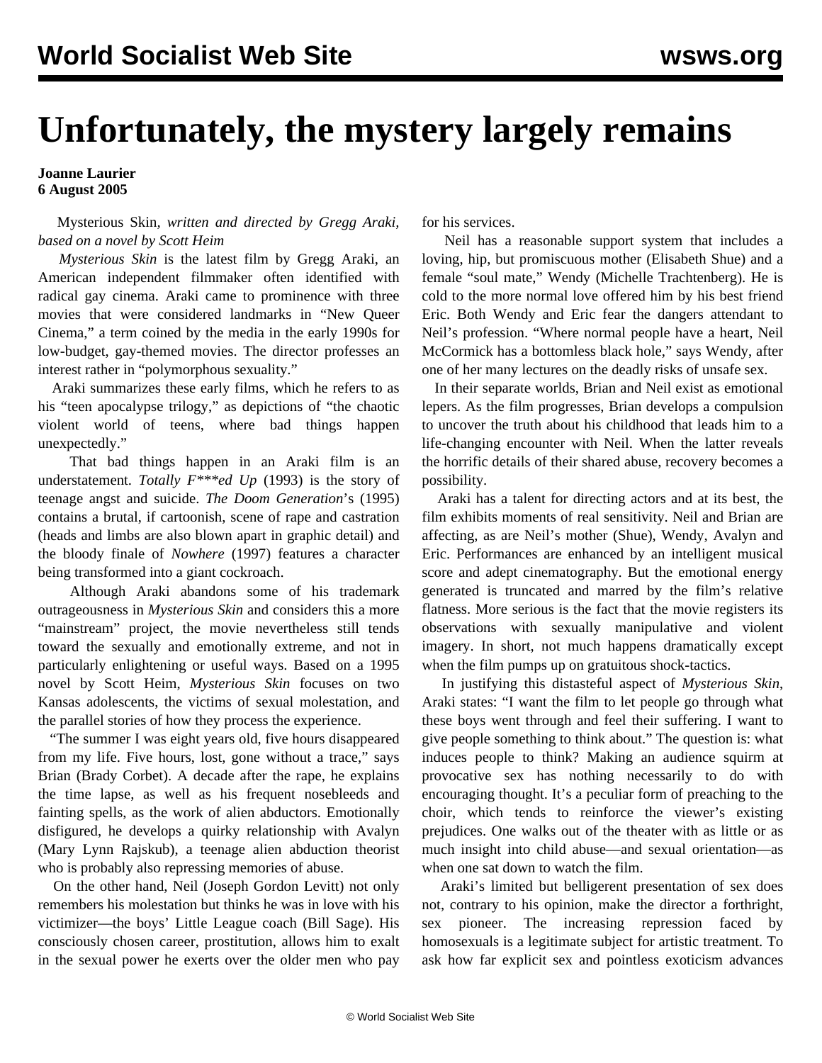# Unfortunately, the mystery largely remains

**Joanne Laurier**
**6 August 2005**

Mysterious Skin, *written and directed by Gregg Araki, based on a novel by Scott Heim*

*Mysterious Skin* is the latest film by Gregg Araki, an American independent filmmaker often identified with radical gay cinema. Araki came to prominence with three movies that were considered landmarks in "New Queer Cinema," a term coined by the media in the early 1990s for low-budget, gay-themed movies. The director professes an interest rather in "polymorphous sexuality."

Araki summarizes these early films, which he refers to as his "teen apocalypse trilogy," as depictions of "the chaotic violent world of teens, where bad things happen unexpectedly."

That bad things happen in an Araki film is an understatement. *Totally F***ed Up* (1993) is the story of teenage angst and suicide. *The Doom Generation*'s (1995) contains a brutal, if cartoonish, scene of rape and castration (heads and limbs are also blown apart in graphic detail) and the bloody finale of *Nowhere* (1997) features a character being transformed into a giant cockroach.

Although Araki abandons some of his trademark outrageousness in *Mysterious Skin* and considers this a more "mainstream" project, the movie nevertheless still tends toward the sexually and emotionally extreme, and not in particularly enlightening or useful ways. Based on a 1995 novel by Scott Heim, *Mysterious Skin* focuses on two Kansas adolescents, the victims of sexual molestation, and the parallel stories of how they process the experience.

"The summer I was eight years old, five hours disappeared from my life. Five hours, lost, gone without a trace," says Brian (Brady Corbet). A decade after the rape, he explains the time lapse, as well as his frequent nosebleeds and fainting spells, as the work of alien abductors. Emotionally disfigured, he develops a quirky relationship with Avalyn (Mary Lynn Rajskub), a teenage alien abduction theorist who is probably also repressing memories of abuse.

On the other hand, Neil (Joseph Gordon Levitt) not only remembers his molestation but thinks he was in love with his victimizer—the boys' Little League coach (Bill Sage). His consciously chosen career, prostitution, allows him to exalt in the sexual power he exerts over the older men who pay for his services.

Neil has a reasonable support system that includes a loving, hip, but promiscuous mother (Elisabeth Shue) and a female "soul mate," Wendy (Michelle Trachtenberg). He is cold to the more normal love offered him by his best friend Eric. Both Wendy and Eric fear the dangers attendant to Neil's profession. "Where normal people have a heart, Neil McCormick has a bottomless black hole," says Wendy, after one of her many lectures on the deadly risks of unsafe sex.

In their separate worlds, Brian and Neil exist as emotional lepers. As the film progresses, Brian develops a compulsion to uncover the truth about his childhood that leads him to a life-changing encounter with Neil. When the latter reveals the horrific details of their shared abuse, recovery becomes a possibility.

Araki has a talent for directing actors and at its best, the film exhibits moments of real sensitivity. Neil and Brian are affecting, as are Neil's mother (Shue), Wendy, Avalyn and Eric. Performances are enhanced by an intelligent musical score and adept cinematography. But the emotional energy generated is truncated and marred by the film's relative flatness. More serious is the fact that the movie registers its observations with sexually manipulative and violent imagery. In short, not much happens dramatically except when the film pumps up on gratuitous shock-tactics.

In justifying this distasteful aspect of *Mysterious Skin*, Araki states: "I want the film to let people go through what these boys went through and feel their suffering. I want to give people something to think about." The question is: what induces people to think? Making an audience squirm at provocative sex has nothing necessarily to do with encouraging thought. It's a peculiar form of preaching to the choir, which tends to reinforce the viewer's existing prejudices. One walks out of the theater with as little or as much insight into child abuse—and sexual orientation—as when one sat down to watch the film.

Araki's limited but belligerent presentation of sex does not, contrary to his opinion, make the director a forthright, sex pioneer. The increasing repression faced by homosexuals is a legitimate subject for artistic treatment. To ask how far explicit sex and pointless exoticism advances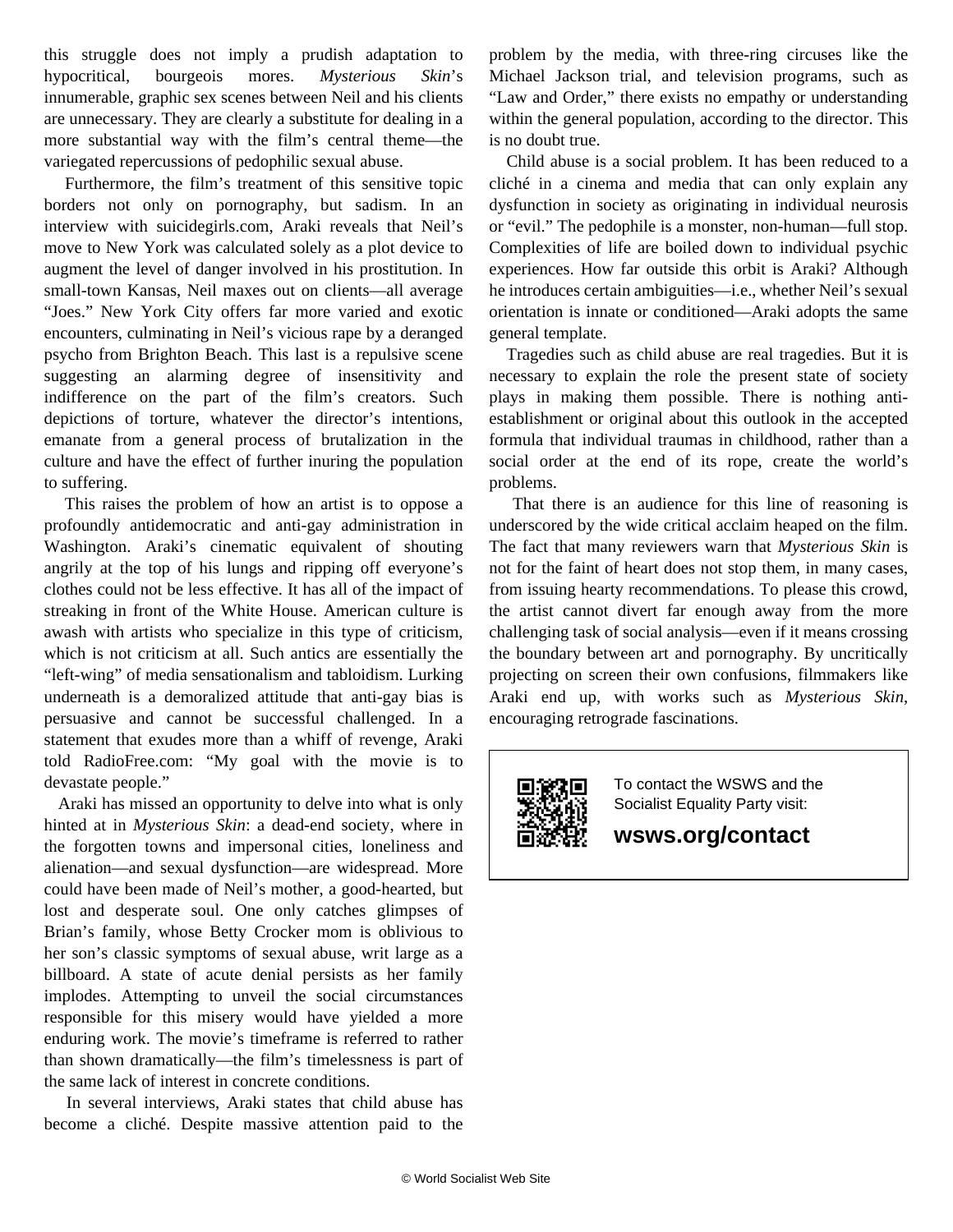this struggle does not imply a prudish adaptation to hypocritical, bourgeois mores. *Mysterious Skin*'s innumerable, graphic sex scenes between Neil and his clients are unnecessary. They are clearly a substitute for dealing in a more substantial way with the film's central theme—the variegated repercussions of pedophilic sexual abuse.

Furthermore, the film's treatment of this sensitive topic borders not only on pornography, but sadism. In an interview with suicidegirls.com, Araki reveals that Neil's move to New York was calculated solely as a plot device to augment the level of danger involved in his prostitution. In small-town Kansas, Neil maxes out on clients—all average "Joes." New York City offers far more varied and exotic encounters, culminating in Neil's vicious rape by a deranged psycho from Brighton Beach. This last is a repulsive scene suggesting an alarming degree of insensitivity and indifference on the part of the film's creators. Such depictions of torture, whatever the director's intentions, emanate from a general process of brutalization in the culture and have the effect of further inuring the population to suffering.

This raises the problem of how an artist is to oppose a profoundly antidemocratic and anti-gay administration in Washington. Araki's cinematic equivalent of shouting angrily at the top of his lungs and ripping off everyone's clothes could not be less effective. It has all of the impact of streaking in front of the White House. American culture is awash with artists who specialize in this type of criticism, which is not criticism at all. Such antics are essentially the "left-wing" of media sensationalism and tabloidism. Lurking underneath is a demoralized attitude that anti-gay bias is persuasive and cannot be successful challenged. In a statement that exudes more than a whiff of revenge, Araki told RadioFree.com: "My goal with the movie is to devastate people."

Araki has missed an opportunity to delve into what is only hinted at in *Mysterious Skin*: a dead-end society, where in the forgotten towns and impersonal cities, loneliness and alienation—and sexual dysfunction—are widespread. More could have been made of Neil's mother, a good-hearted, but lost and desperate soul. One only catches glimpses of Brian's family, whose Betty Crocker mom is oblivious to her son's classic symptoms of sexual abuse, writ large as a billboard. A state of acute denial persists as her family implodes. Attempting to unveil the social circumstances responsible for this misery would have yielded a more enduring work. The movie's timeframe is referred to rather than shown dramatically—the film's timelessness is part of the same lack of interest in concrete conditions.

In several interviews, Araki states that child abuse has become a cliché. Despite massive attention paid to the problem by the media, with three-ring circuses like the Michael Jackson trial, and television programs, such as "Law and Order," there exists no empathy or understanding within the general population, according to the director. This is no doubt true.

Child abuse is a social problem. It has been reduced to a cliché in a cinema and media that can only explain any dysfunction in society as originating in individual neurosis or "evil." The pedophile is a monster, non-human—full stop. Complexities of life are boiled down to individual psychic experiences. How far outside this orbit is Araki? Although he introduces certain ambiguities—i.e., whether Neil's sexual orientation is innate or conditioned—Araki adopts the same general template.

Tragedies such as child abuse are real tragedies. But it is necessary to explain the role the present state of society plays in making them possible. There is nothing anti-establishment or original about this outlook in the accepted formula that individual traumas in childhood, rather than a social order at the end of its rope, create the world's problems.

That there is an audience for this line of reasoning is underscored by the wide critical acclaim heaped on the film. The fact that many reviewers warn that *Mysterious Skin* is not for the faint of heart does not stop them, in many cases, from issuing hearty recommendations. To please this crowd, the artist cannot divert far enough away from the more challenging task of social analysis—even if it means crossing the boundary between art and pornography. By uncritically projecting on screen their own confusions, filmmakers like Araki end up, with works such as *Mysterious Skin*, encouraging retrograde fascinations.

To contact the WSWS and the Socialist Equality Party visit:

**wsws.org/contact**